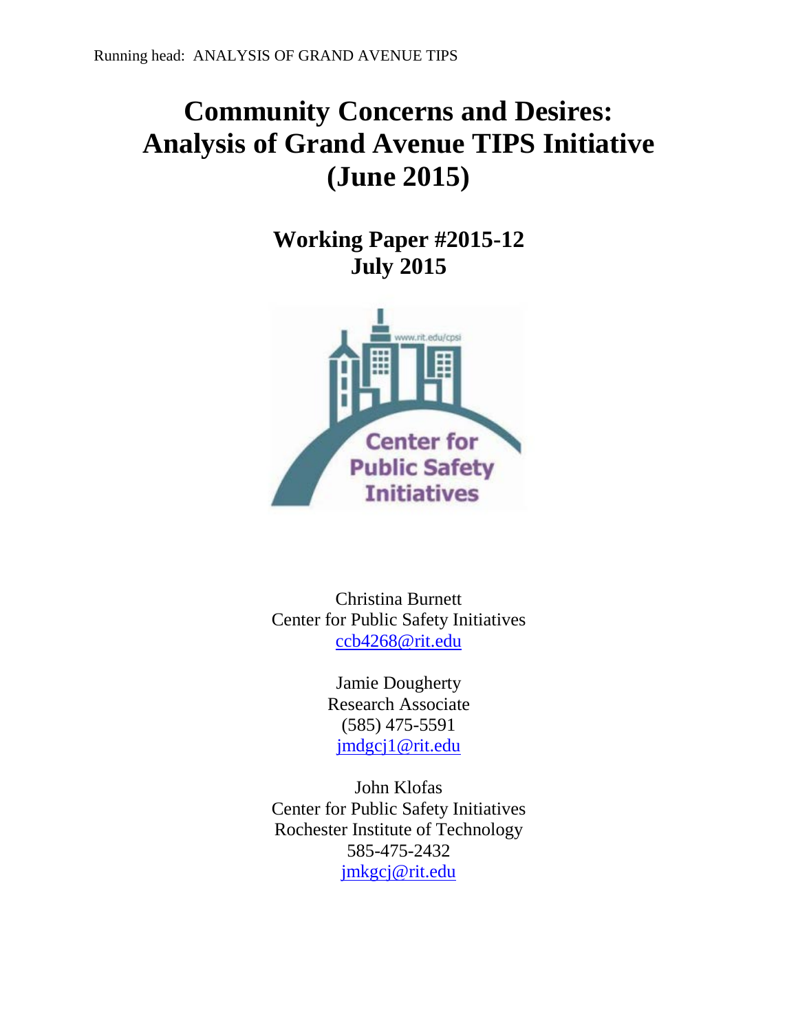# Community Concerns and Desires: Analysis of Grand Avenue TIPS Initiative (June 2015)

## Working Paper #2015-12
## July 2015

Christina Burnett
Center for Public Safety Initiatives
ccb4268@rit.edu

Jamie Dougherty
Research Associate
(585) 475-5591
jmdgcj1@rit.edu

John Klofas
Center for Public Safety Initiatives
Rochester Institute of Technology
585-475-2432
jmkgcj@rit.edu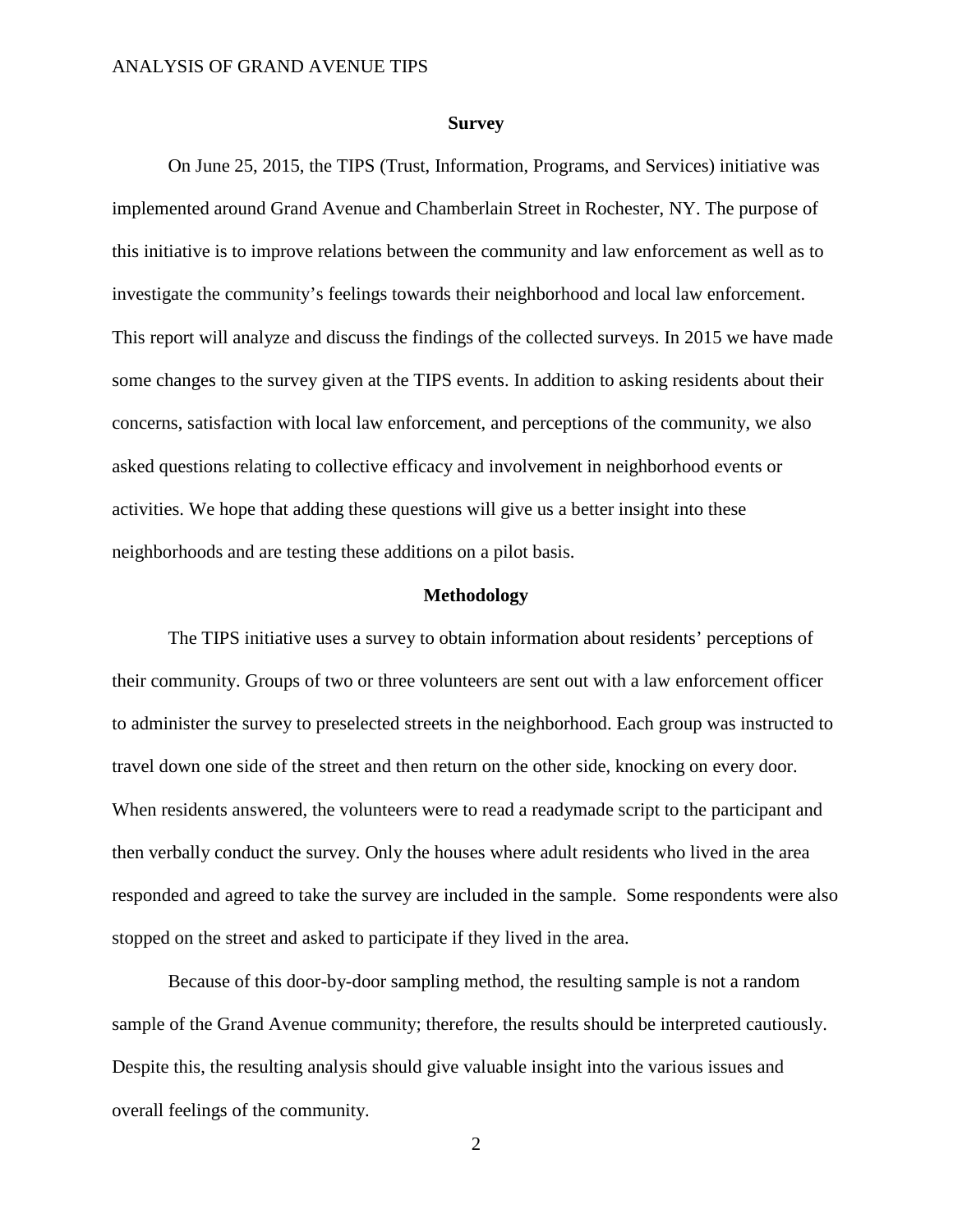## Survey

On June 25, 2015, the TIPS (Trust, Information, Programs, and Services) initiative was implemented around Grand Avenue and Chamberlain Street in Rochester, NY. The purpose of this initiative is to improve relations between the community and law enforcement as well as to investigate the community's feelings towards their neighborhood and local law enforcement. This report will analyze and discuss the findings of the collected surveys. In 2015 we have made some changes to the survey given at the TIPS events. In addition to asking residents about their concerns, satisfaction with local law enforcement, and perceptions of the community, we also asked questions relating to collective efficacy and involvement in neighborhood events or activities. We hope that adding these questions will give us a better insight into these neighborhoods and are testing these additions on a pilot basis.

## Methodology

The TIPS initiative uses a survey to obtain information about residents' perceptions of their community. Groups of two or three volunteers are sent out with a law enforcement officer to administer the survey to preselected streets in the neighborhood. Each group was instructed to travel down one side of the street and then return on the other side, knocking on every door. When residents answered, the volunteers were to read a readymade script to the participant and then verbally conduct the survey. Only the houses where adult residents who lived in the area responded and agreed to take the survey are included in the sample. Some respondents were also stopped on the street and asked to participate if they lived in the area.

Because of this door-by-door sampling method, the resulting sample is not a random sample of the Grand Avenue community; therefore, the results should be interpreted cautiously. Despite this, the resulting analysis should give valuable insight into the various issues and overall feelings of the community.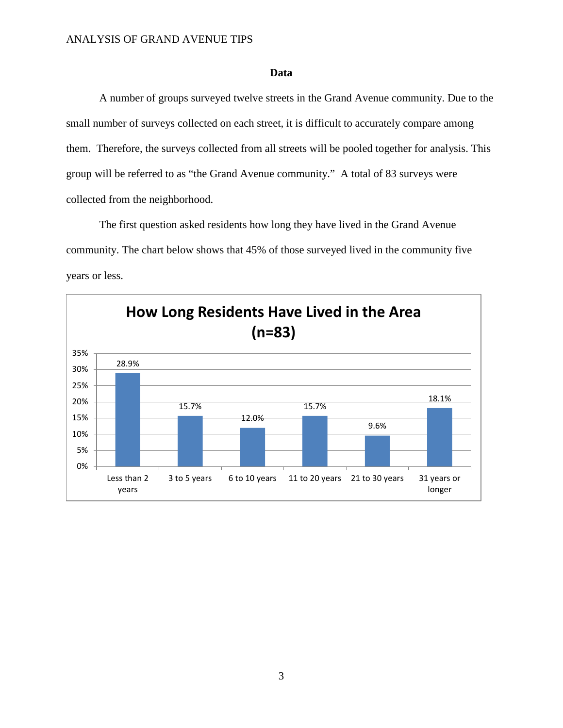## Data

A number of groups surveyed twelve streets in the Grand Avenue community. Due to the small number of surveys collected on each street, it is difficult to accurately compare among them. Therefore, the surveys collected from all streets will be pooled together for analysis. This group will be referred to as "the Grand Avenue community." A total of 83 surveys were collected from the neighborhood.

The first question asked residents how long they have lived in the Grand Avenue community. The chart below shows that 45% of those surveyed lived in the community five years or less.

**How Long Residents Have Lived in the Area (n=83)**

| Length of residence | Percent |
|---|---|
| Less than 2 years | 28.9% |
| 3 to 5 years | 15.7% |
| 6 to 10 years | 12.0% |
| 11 to 20 years | 15.7% |
| 21 to 30 years | 9.6% |
| 31 years or longer | 18.1% |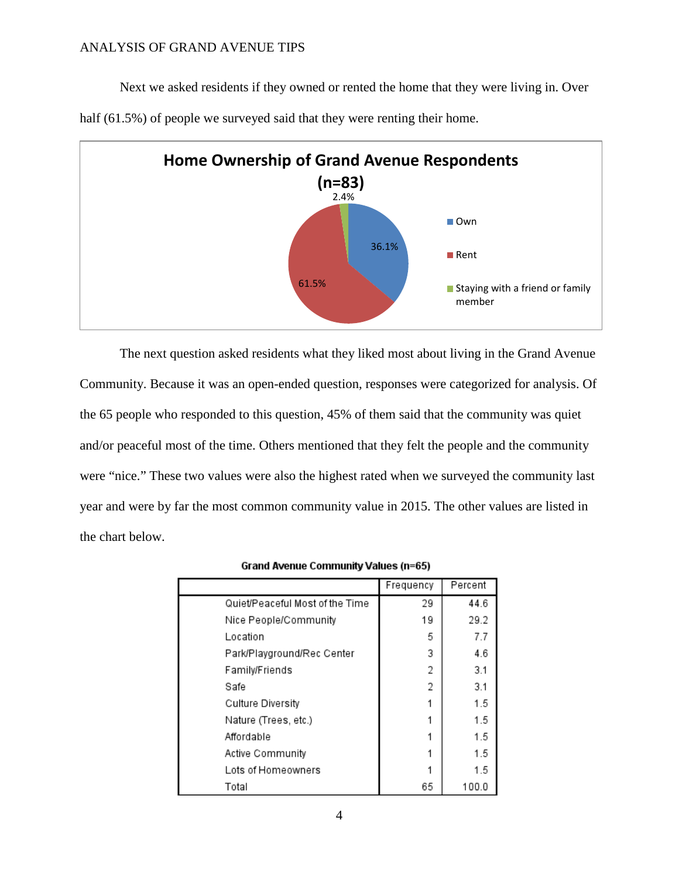Next we asked residents if they owned or rented the home that they were living in. Over half (61.5%) of people we surveyed said that they were renting their home.

**Home Ownership of Grand Avenue Respondents (n=83)**

| Category | Percent |
|---|---|
| Own | 36.1% |
| Rent | 61.5% |
| Staying with a friend or family member | 2.4% |

The next question asked residents what they liked most about living in the Grand Avenue Community. Because it was an open-ended question, responses were categorized for analysis. Of the 65 people who responded to this question, 45% of them said that the community was quiet and/or peaceful most of the time. Others mentioned that they felt the people and the community were "nice." These two values were also the highest rated when we surveyed the community last year and were by far the most common community value in 2015. The other values are listed in the chart below.

**Grand Avenue Community Values (n=65)**

| | Frequency | Percent |
|---|---|---|
| Quiet/Peaceful Most of the Time | 29 | 44.6 |
| Nice People/Community | 19 | 29.2 |
| Location | 5 | 7.7 |
| Park/Playground/Rec Center | 3 | 4.6 |
| Family/Friends | 2 | 3.1 |
| Safe | 2 | 3.1 |
| Culture Diversity | 1 | 1.5 |
| Nature (Trees, etc.) | 1 | 1.5 |
| Affordable | 1 | 1.5 |
| Active Community | 1 | 1.5 |
| Lots of Homeowners | 1 | 1.5 |
| Total | 65 | 100.0 |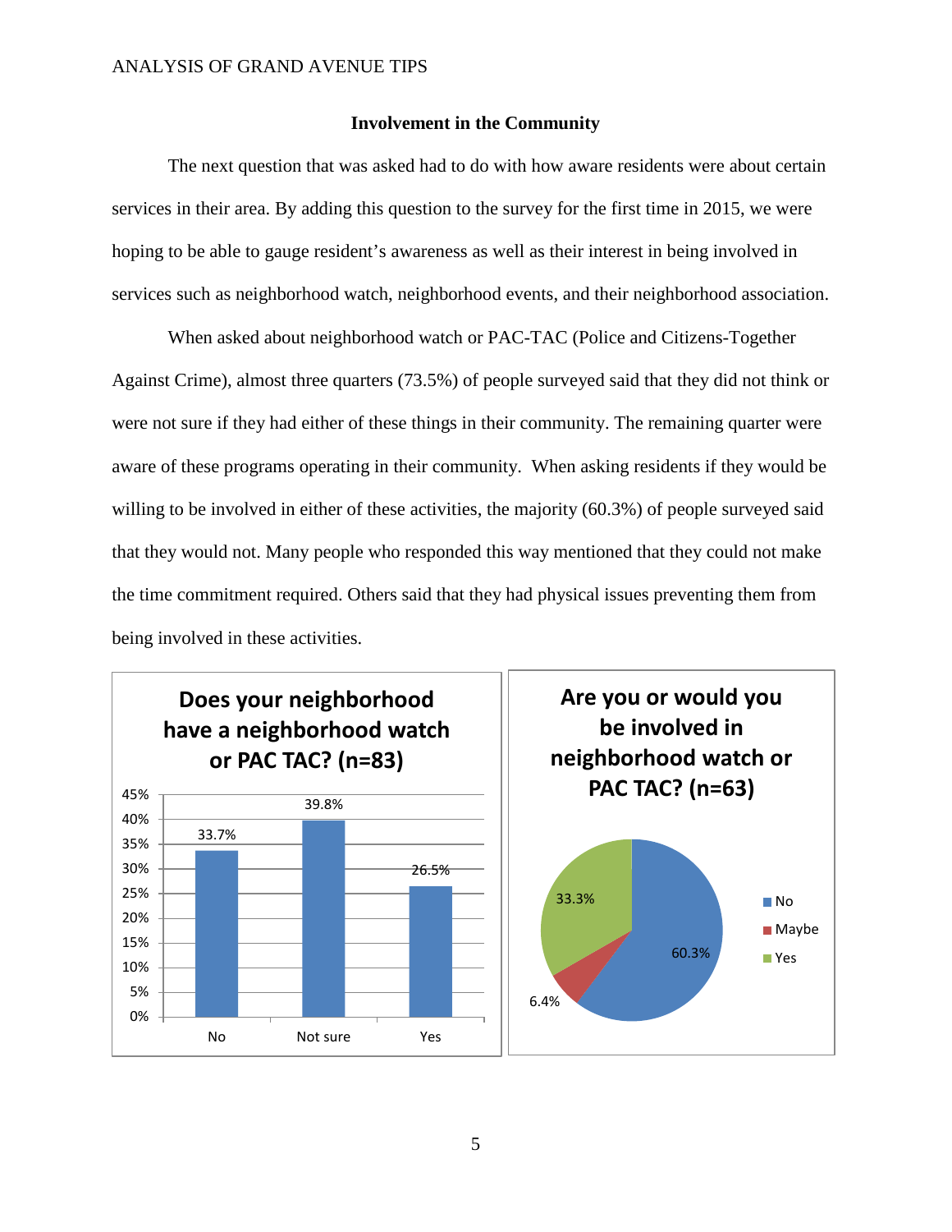### Involvement in the Community

The next question that was asked had to do with how aware residents were about certain services in their area. By adding this question to the survey for the first time in 2015, we were hoping to be able to gauge resident's awareness as well as their interest in being involved in services such as neighborhood watch, neighborhood events, and their neighborhood association.

When asked about neighborhood watch or PAC-TAC (Police and Citizens-Together Against Crime), almost three quarters (73.5%) of people surveyed said that they did not think or were not sure if they had either of these things in their community. The remaining quarter were aware of these programs operating in their community. When asking residents if they would be willing to be involved in either of these activities, the majority (60.3%) of people surveyed said that they would not. Many people who responded this way mentioned that they could not make the time commitment required. Others said that they had physical issues preventing them from being involved in these activities.

**Does your neighborhood have a neighborhood watch or PAC TAC? (n=83)**

| Response | Percent |
|---|---|
| No | 33.7% |
| Not sure | 39.8% |
| Yes | 26.5% |

**Are you or would you be involved in neighborhood watch or PAC TAC? (n=63)**

| Response | Percent |
|---|---|
| No | 60.3% |
| Maybe | 6.4% |
| Yes | 33.3% |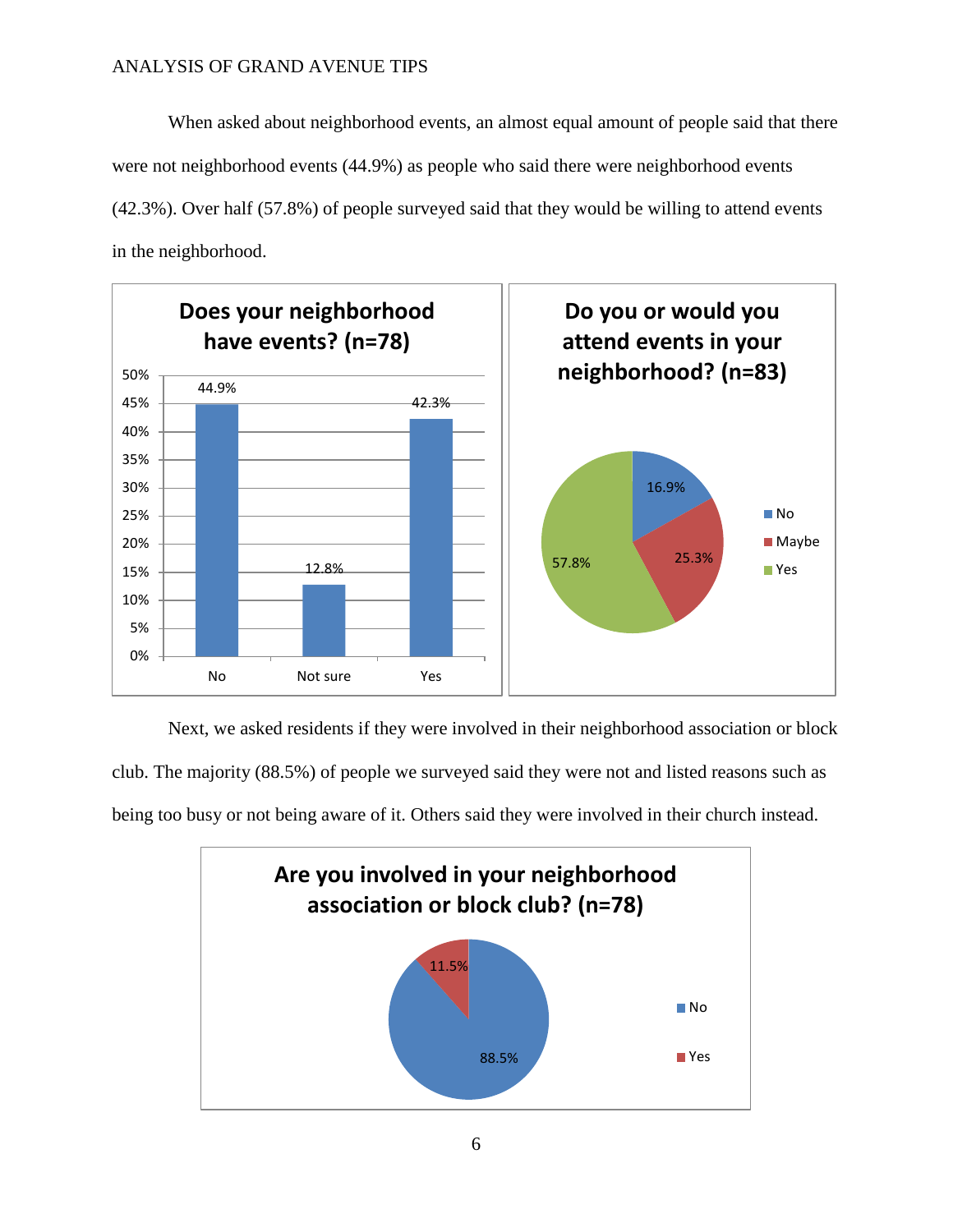When asked about neighborhood events, an almost equal amount of people said that there were not neighborhood events (44.9%) as people who said there were neighborhood events (42.3%). Over half (57.8%) of people surveyed said that they would be willing to attend events in the neighborhood.

**Does your neighborhood have events? (n=78)**

| Response | Percent |
|---|---|
| No | 44.9% |
| Not sure | 12.8% |
| Yes | 42.3% |

**Do you or would you attend events in your neighborhood? (n=83)**

| Response | Percent |
|---|---|
| No | 16.9% |
| Maybe | 25.3% |
| Yes | 57.8% |

Next, we asked residents if they were involved in their neighborhood association or block club. The majority (88.5%) of people we surveyed said they were not and listed reasons such as being too busy or not being aware of it. Others said they were involved in their church instead.

**Are you involved in your neighborhood association or block club? (n=78)**

| Response | Percent |
|---|---|
| No | 88.5% |
| Yes | 11.5% |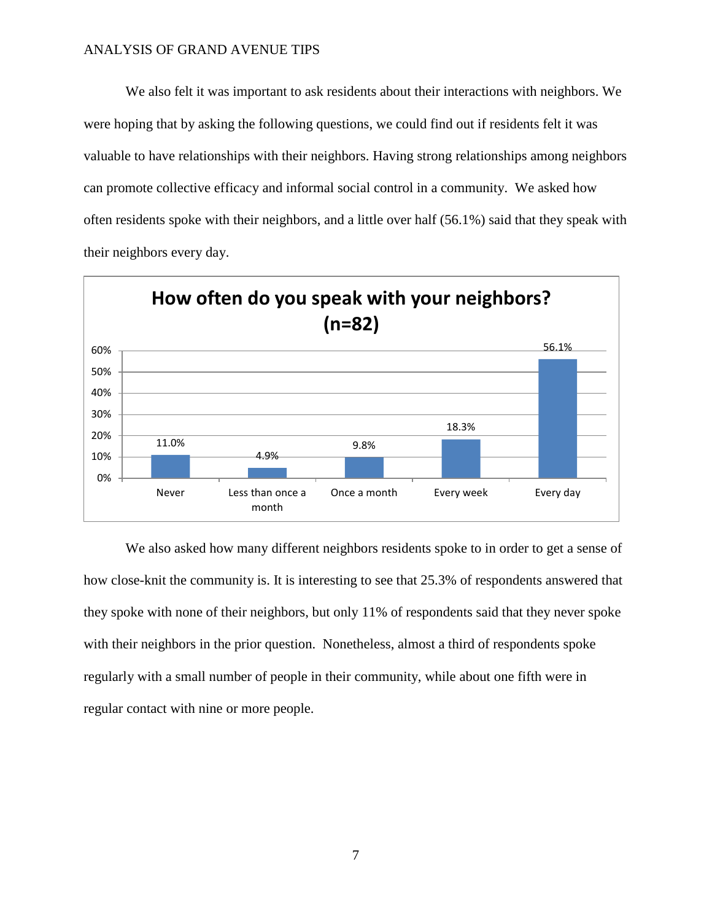We also felt it was important to ask residents about their interactions with neighbors. We were hoping that by asking the following questions, we could find out if residents felt it was valuable to have relationships with their neighbors. Having strong relationships among neighbors can promote collective efficacy and informal social control in a community. We asked how often residents spoke with their neighbors, and a little over half (56.1%) said that they speak with their neighbors every day.

**How often do you speak with your neighbors? (n=82)**

| Never | Less than once a month | Once a month | Every week | Every day |
|---|---|---|---|---|
| 11.0% | 4.9% | 9.8% | 18.3% | 56.1% |

We also asked how many different neighbors residents spoke to in order to get a sense of how close-knit the community is. It is interesting to see that 25.3% of respondents answered that they spoke with none of their neighbors, but only 11% of respondents said that they never spoke with their neighbors in the prior question. Nonetheless, almost a third of respondents spoke regularly with a small number of people in their community, while about one fifth were in regular contact with nine or more people.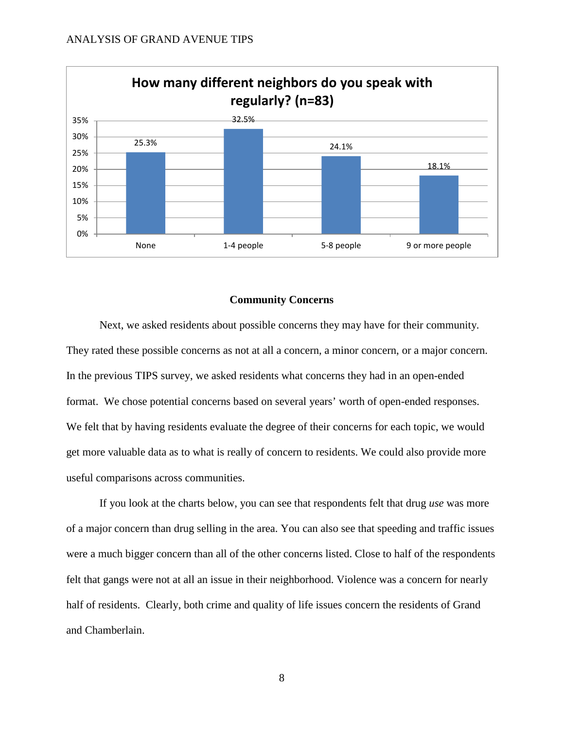**How many different neighbors do you speak with regularly? (n=83)**

| Response | Percent |
| --- | --- |
| None | 25.3% |
| 1-4 people | 32.5% |
| 5-8 people | 24.1% |
| 9 or more people | 18.1% |

## Community Concerns

Next, we asked residents about possible concerns they may have for their community. They rated these possible concerns as not at all a concern, a minor concern, or a major concern. In the previous TIPS survey, we asked residents what concerns they had in an open-ended format. We chose potential concerns based on several years' worth of open-ended responses. We felt that by having residents evaluate the degree of their concerns for each topic, we would get more valuable data as to what is really of concern to residents. We could also provide more useful comparisons across communities.

If you look at the charts below, you can see that respondents felt that drug *use* was more of a major concern than drug selling in the area. You can also see that speeding and traffic issues were a much bigger concern than all of the other concerns listed. Close to half of the respondents felt that gangs were not at all an issue in their neighborhood. Violence was a concern for nearly half of residents. Clearly, both crime and quality of life issues concern the residents of Grand and Chamberlain.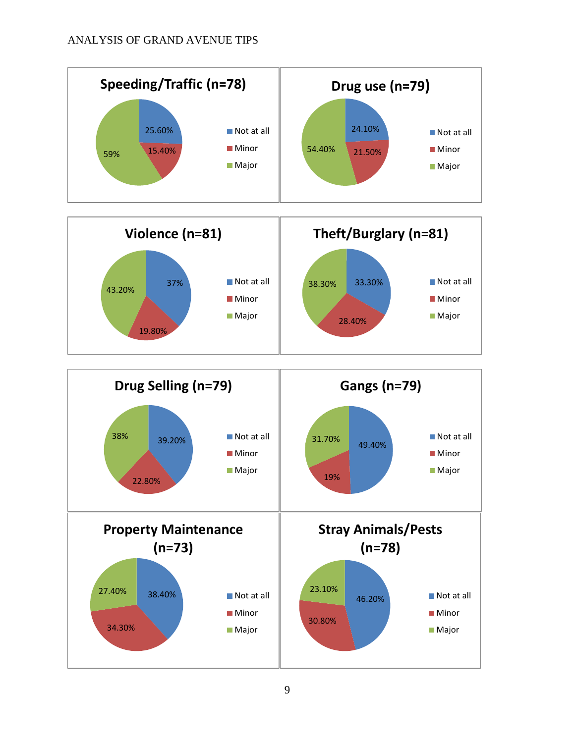### Speeding/Traffic (n=78)

| Response | Percent |
|---|---|
| Not at all | 25.60% |
| Minor | 15.40% |
| Major | 59% |

### Drug use (n=79)

| Response | Percent |
|---|---|
| Not at all | 24.10% |
| Minor | 21.50% |
| Major | 54.40% |

### Violence (n=81)

| Response | Percent |
|---|---|
| Not at all | 37% |
| Minor | 19.80% |
| Major | 43.20% |

### Theft/Burglary (n=81)

| Response | Percent |
|---|---|
| Not at all | 33.30% |
| Minor | 28.40% |
| Major | 38.30% |

### Drug Selling (n=79)

| Response | Percent |
|---|---|
| Not at all | 39.20% |
| Minor | 22.80% |
| Major | 38% |

### Gangs (n=79)

| Response | Percent |
|---|---|
| Not at all | 49.40% |
| Minor | 19% |
| Major | 31.70% |

### Property Maintenance (n=73)

| Response | Percent |
|---|---|
| Not at all | 38.40% |
| Minor | 34.30% |
| Major | 27.40% |

### Stray Animals/Pests (n=78)

| Response | Percent |
|---|---|
| Not at all | 46.20% |
| Minor | 30.80% |
| Major | 23.10% |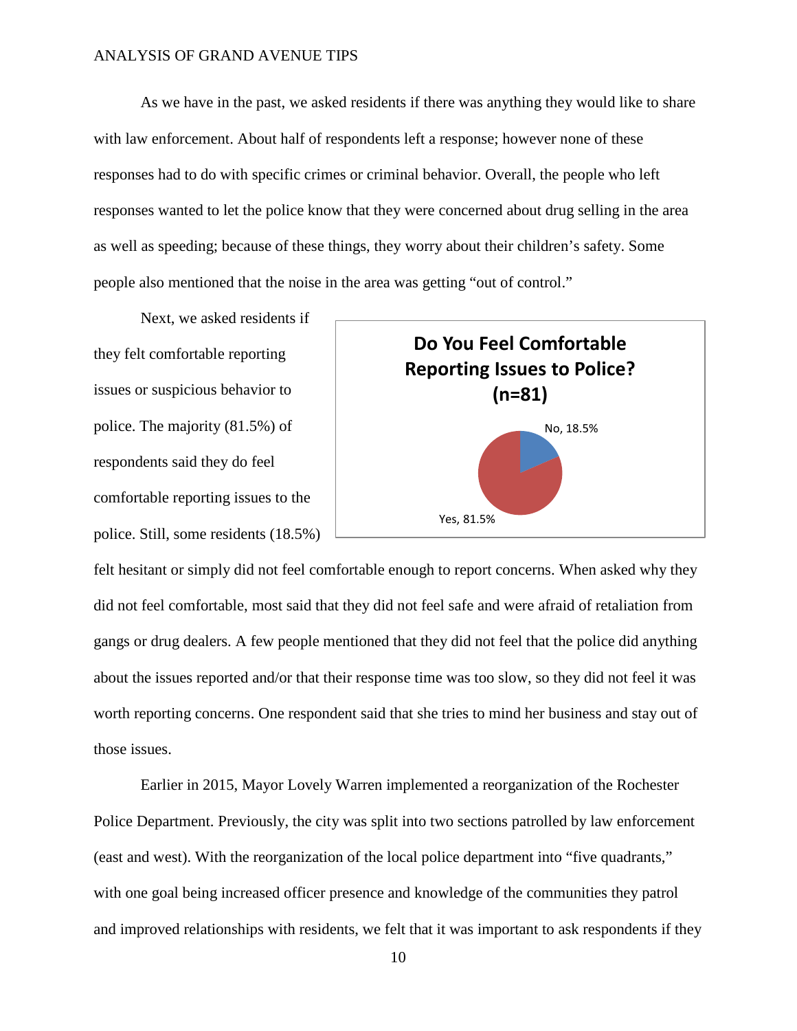As we have in the past, we asked residents if there was anything they would like to share with law enforcement. About half of respondents left a response; however none of these responses had to do with specific crimes or criminal behavior. Overall, the people who left responses wanted to let the police know that they were concerned about drug selling in the area as well as speeding; because of these things, they worry about their children's safety. Some people also mentioned that the noise in the area was getting "out of control."

Next, we asked residents if they felt comfortable reporting issues or suspicious behavior to police. The majority (81.5%) of respondents said they do feel comfortable reporting issues to the police. Still, some residents (18.5%) felt hesitant or simply did not feel comfortable enough to report concerns. When asked why they did not feel comfortable, most said that they did not feel safe and were afraid of retaliation from gangs or drug dealers. A few people mentioned that they did not feel that the police did anything about the issues reported and/or that their response time was too slow, so they did not feel it was worth reporting concerns. One respondent said that she tries to mind her business and stay out of those issues.

**Do You Feel Comfortable Reporting Issues to Police? (n=81)**

| Response | Percent |
| --- | --- |
| No | 18.5% |
| Yes | 81.5% |

Earlier in 2015, Mayor Lovely Warren implemented a reorganization of the Rochester Police Department. Previously, the city was split into two sections patrolled by law enforcement (east and west). With the reorganization of the local police department into "five quadrants," with one goal being increased officer presence and knowledge of the communities they patrol and improved relationships with residents, we felt that it was important to ask respondents if they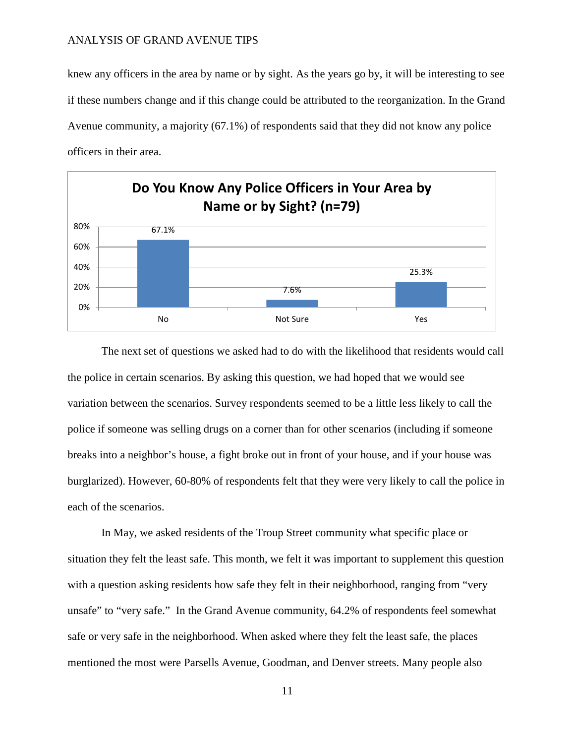knew any officers in the area by name or by sight. As the years go by, it will be interesting to see if these numbers change and if this change could be attributed to the reorganization. In the Grand Avenue community, a majority (67.1%) of respondents said that they did not know any police officers in their area.

**Do You Know Any Police Officers in Your Area by Name or by Sight? (n=79)**

| Response | Percent |
|---|---|
| No | 67.1% |
| Not Sure | 7.6% |
| Yes | 25.3% |

The next set of questions we asked had to do with the likelihood that residents would call the police in certain scenarios. By asking this question, we had hoped that we would see variation between the scenarios. Survey respondents seemed to be a little less likely to call the police if someone was selling drugs on a corner than for other scenarios (including if someone breaks into a neighbor's house, a fight broke out in front of your house, and if your house was burglarized). However, 60-80% of respondents felt that they were very likely to call the police in each of the scenarios.

In May, we asked residents of the Troup Street community what specific place or situation they felt the least safe. This month, we felt it was important to supplement this question with a question asking residents how safe they felt in their neighborhood, ranging from "very unsafe" to "very safe." In the Grand Avenue community, 64.2% of respondents feel somewhat safe or very safe in the neighborhood. When asked where they felt the least safe, the places mentioned the most were Parsells Avenue, Goodman, and Denver streets. Many people also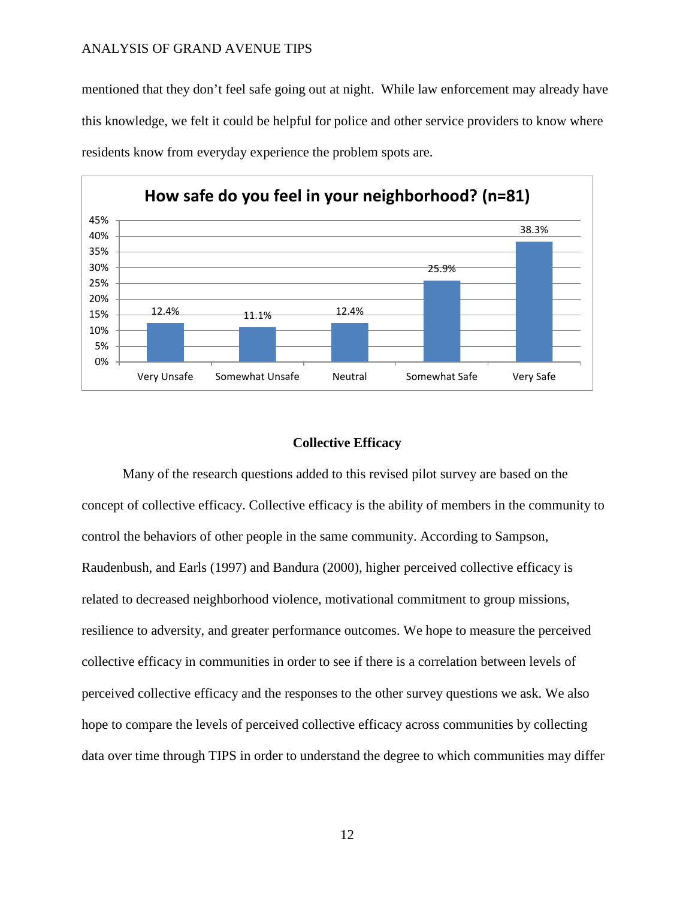mentioned that they don't feel safe going out at night. While law enforcement may already have this knowledge, we felt it could be helpful for police and other service providers to know where residents know from everyday experience the problem spots are.

**How safe do you feel in your neighborhood? (n=81)**

| Response | Percent |
| --- | --- |
| Very Unsafe | 12.4% |
| Somewhat Unsafe | 11.1% |
| Neutral | 12.4% |
| Somewhat Safe | 25.9% |
| Very Safe | 38.3% |

## Collective Efficacy

Many of the research questions added to this revised pilot survey are based on the concept of collective efficacy. Collective efficacy is the ability of members in the community to control the behaviors of other people in the same community. According to Sampson, Raudenbush, and Earls (1997) and Bandura (2000), higher perceived collective efficacy is related to decreased neighborhood violence, motivational commitment to group missions, resilience to adversity, and greater performance outcomes. We hope to measure the perceived collective efficacy in communities in order to see if there is a correlation between levels of perceived collective efficacy and the responses to the other survey questions we ask. We also hope to compare the levels of perceived collective efficacy across communities by collecting data over time through TIPS in order to understand the degree to which communities may differ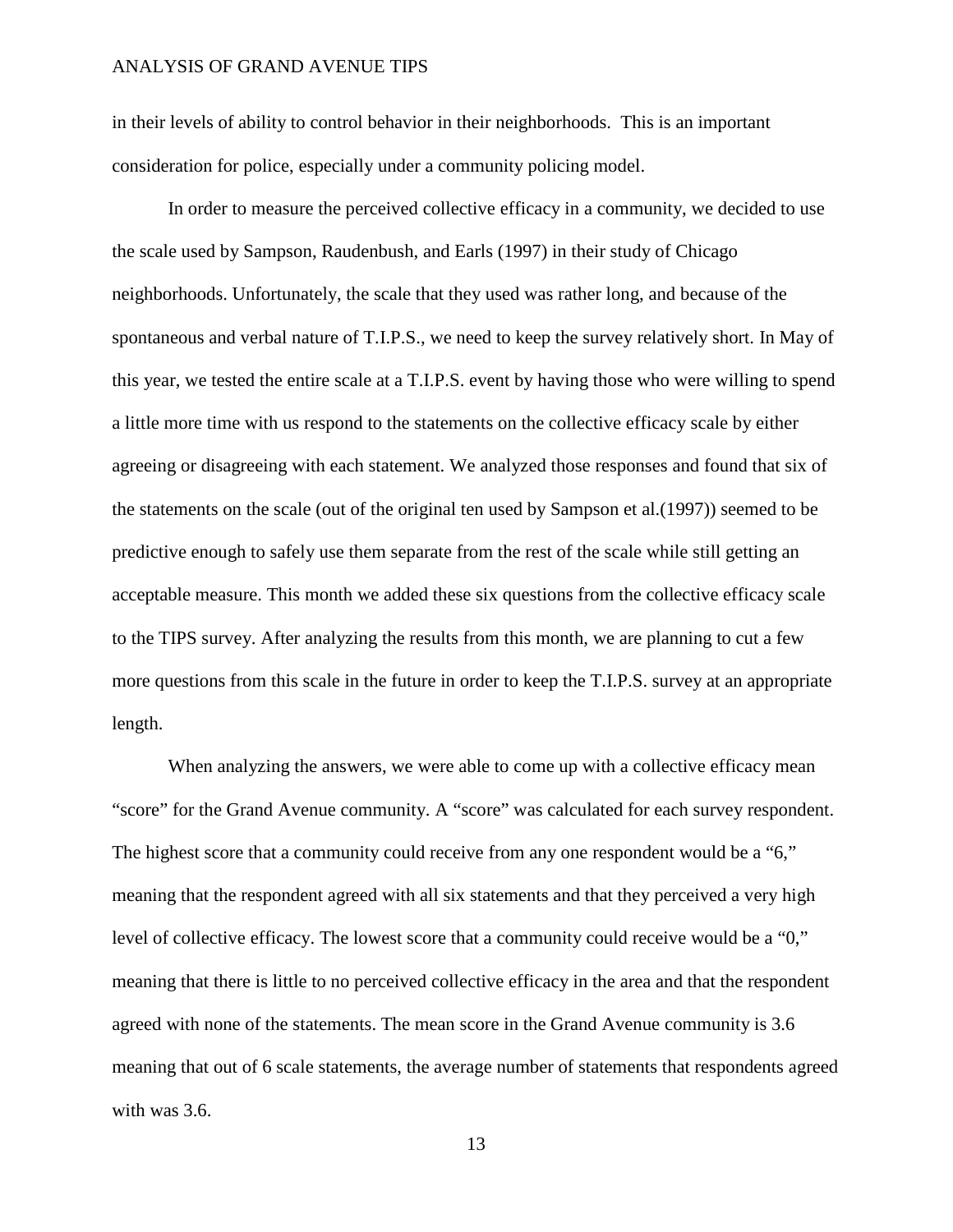in their levels of ability to control behavior in their neighborhoods. This is an important consideration for police, especially under a community policing model.

In order to measure the perceived collective efficacy in a community, we decided to use the scale used by Sampson, Raudenbush, and Earls (1997) in their study of Chicago neighborhoods. Unfortunately, the scale that they used was rather long, and because of the spontaneous and verbal nature of T.I.P.S., we need to keep the survey relatively short. In May of this year, we tested the entire scale at a T.I.P.S. event by having those who were willing to spend a little more time with us respond to the statements on the collective efficacy scale by either agreeing or disagreeing with each statement. We analyzed those responses and found that six of the statements on the scale (out of the original ten used by Sampson et al.(1997)) seemed to be predictive enough to safely use them separate from the rest of the scale while still getting an acceptable measure. This month we added these six questions from the collective efficacy scale to the TIPS survey. After analyzing the results from this month, we are planning to cut a few more questions from this scale in the future in order to keep the T.I.P.S. survey at an appropriate length.

When analyzing the answers, we were able to come up with a collective efficacy mean "score" for the Grand Avenue community. A "score" was calculated for each survey respondent. The highest score that a community could receive from any one respondent would be a "6," meaning that the respondent agreed with all six statements and that they perceived a very high level of collective efficacy. The lowest score that a community could receive would be a "0," meaning that there is little to no perceived collective efficacy in the area and that the respondent agreed with none of the statements. The mean score in the Grand Avenue community is 3.6 meaning that out of 6 scale statements, the average number of statements that respondents agreed with was 3.6.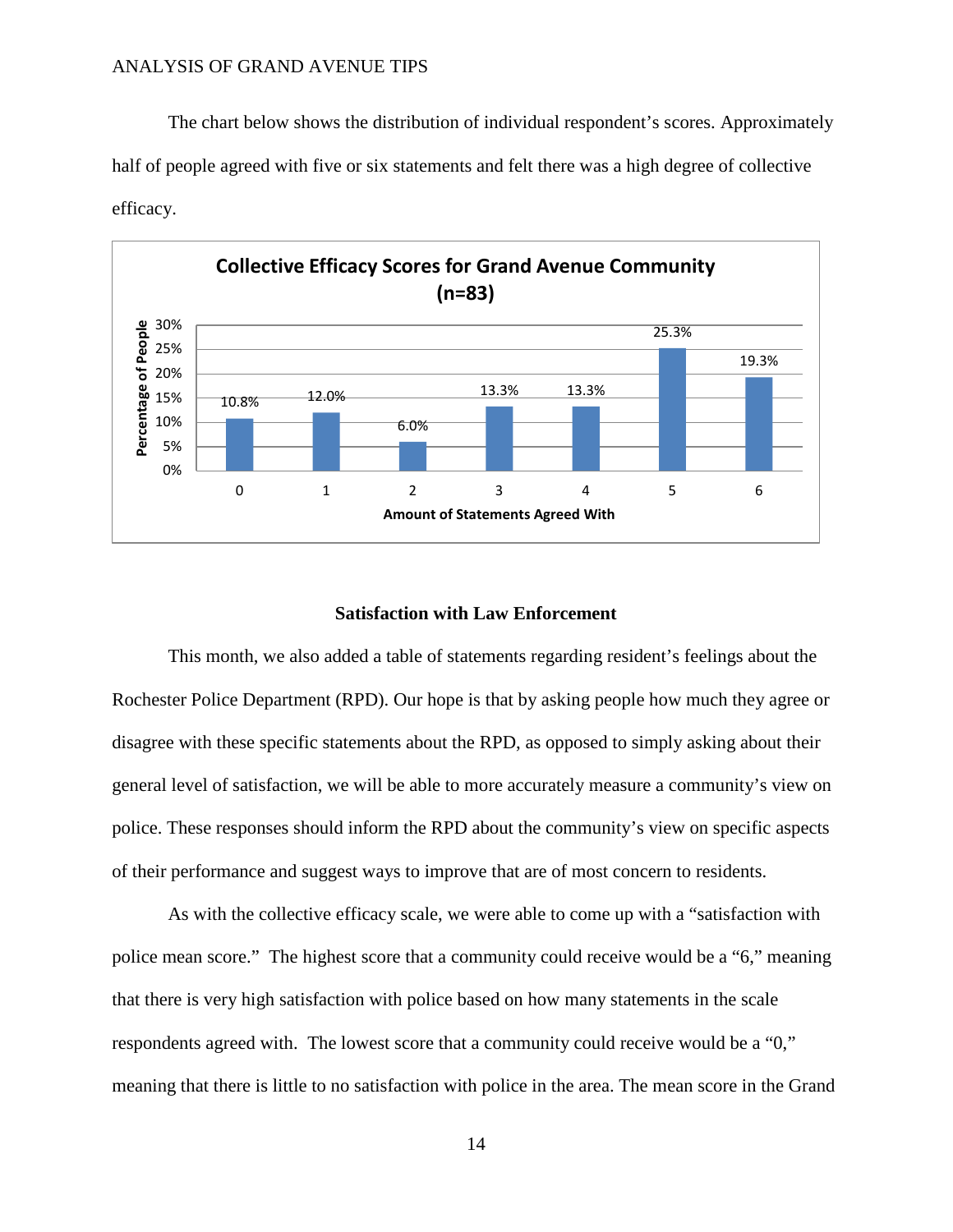The chart below shows the distribution of individual respondent's scores. Approximately half of people agreed with five or six statements and felt there was a high degree of collective efficacy.

**Collective Efficacy Scores for Grand Avenue Community (n=83)**

| Amount of Statements Agreed With | Percentage of People |
|---|---|
| 0 | 10.8% |
| 1 | 12.0% |
| 2 | 6.0% |
| 3 | 13.3% |
| 4 | 13.3% |
| 5 | 25.3% |
| 6 | 19.3% |

### Satisfaction with Law Enforcement

This month, we also added a table of statements regarding resident's feelings about the Rochester Police Department (RPD). Our hope is that by asking people how much they agree or disagree with these specific statements about the RPD, as opposed to simply asking about their general level of satisfaction, we will be able to more accurately measure a community's view on police. These responses should inform the RPD about the community's view on specific aspects of their performance and suggest ways to improve that are of most concern to residents.

As with the collective efficacy scale, we were able to come up with a "satisfaction with police mean score." The highest score that a community could receive would be a "6," meaning that there is very high satisfaction with police based on how many statements in the scale respondents agreed with. The lowest score that a community could receive would be a "0," meaning that there is little to no satisfaction with police in the area. The mean score in the Grand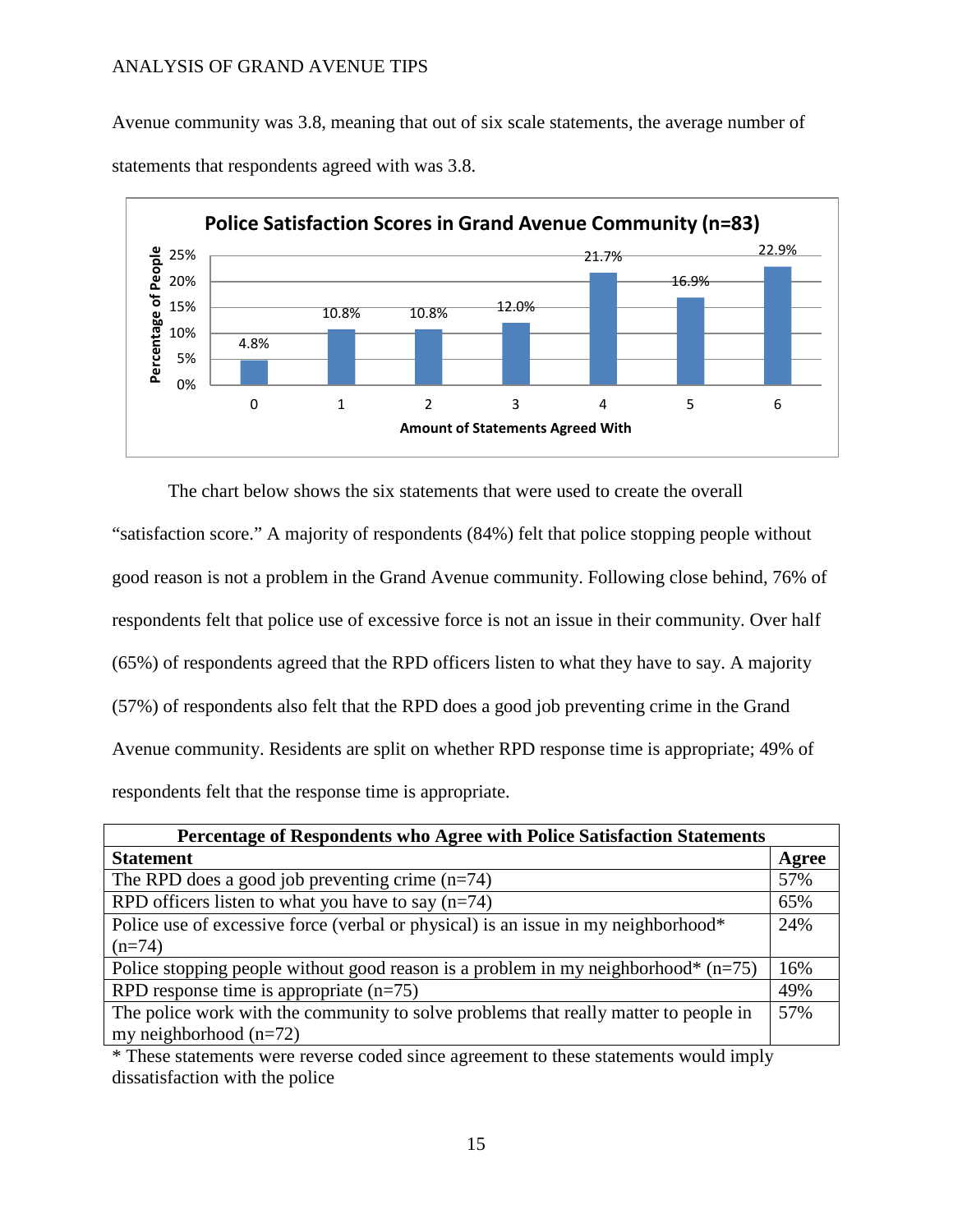Avenue community was 3.8, meaning that out of six scale statements, the average number of statements that respondents agreed with was 3.8.

**Police Satisfaction Scores in Grand Avenue Community (n=83)**

| Amount of Statements Agreed With | Percentage of People |
|---|---|
| 0 | 4.8% |
| 1 | 10.8% |
| 2 | 10.8% |
| 3 | 12.0% |
| 4 | 21.7% |
| 5 | 16.9% |
| 6 | 22.9% |

The chart below shows the six statements that were used to create the overall "satisfaction score." A majority of respondents (84%) felt that police stopping people without good reason is not a problem in the Grand Avenue community. Following close behind, 76% of respondents felt that police use of excessive force is not an issue in their community. Over half (65%) of respondents agreed that the RPD officers listen to what they have to say. A majority (57%) of respondents also felt that the RPD does a good job preventing crime in the Grand Avenue community. Residents are split on whether RPD response time is appropriate; 49% of respondents felt that the response time is appropriate.

**Percentage of Respondents who Agree with Police Satisfaction Statements**

| Statement | Agree |
|---|---|
| The RPD does a good job preventing crime (n=74) | 57% |
| RPD officers listen to what you have to say (n=74) | 65% |
| Police use of excessive force (verbal or physical) is an issue in my neighborhood* (n=74) | 24% |
| Police stopping people without good reason is a problem in my neighborhood* (n=75) | 16% |
| RPD response time is appropriate (n=75) | 49% |
| The police work with the community to solve problems that really matter to people in my neighborhood (n=72) | 57% |

* These statements were reverse coded since agreement to these statements would imply dissatisfaction with the police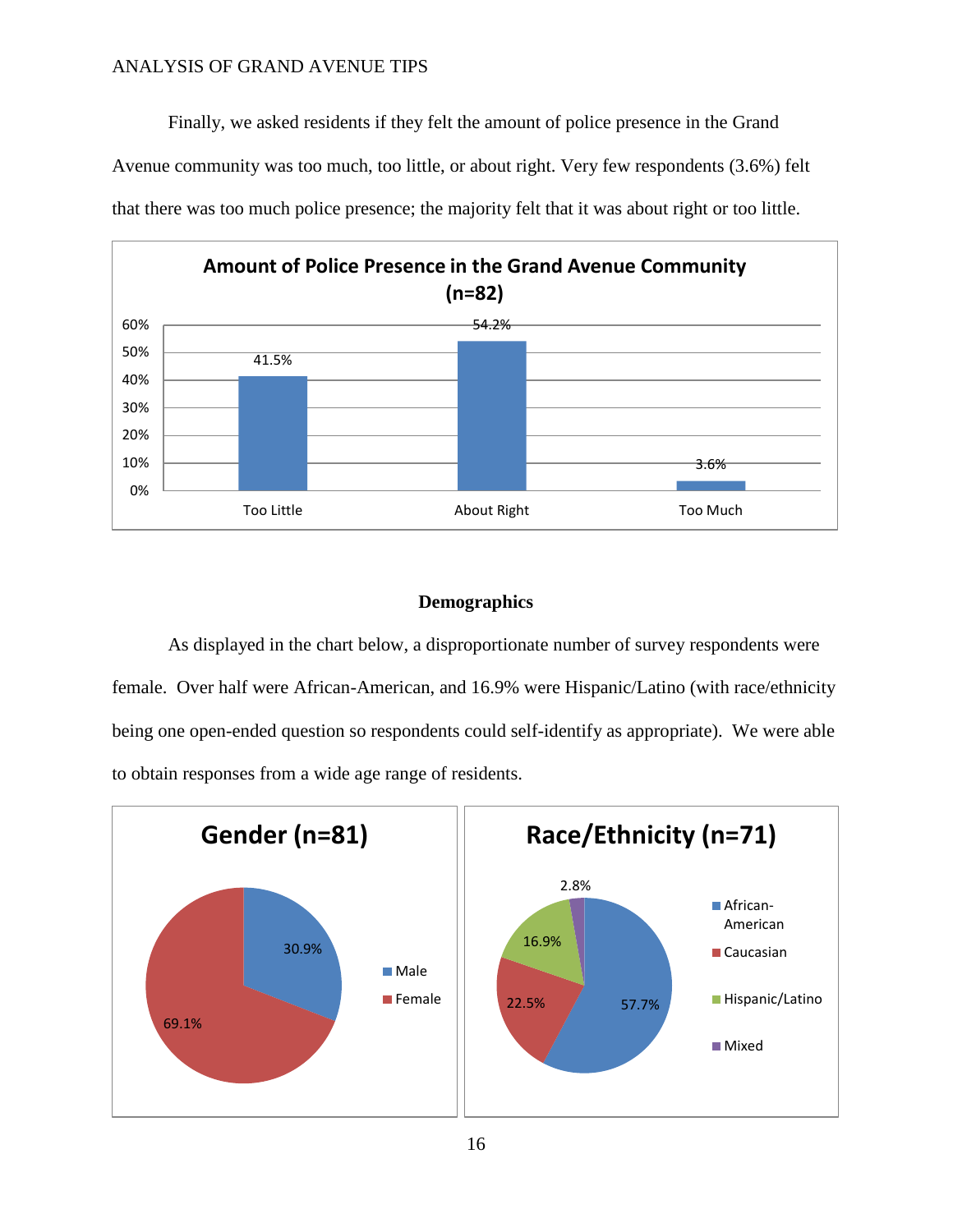Finally, we asked residents if they felt the amount of police presence in the Grand Avenue community was too much, too little, or about right. Very few respondents (3.6%) felt that there was too much police presence; the majority felt that it was about right or too little.

**Amount of Police Presence in the Grand Avenue Community (n=82)**

| Response | Percent |
|---|---|
| Too Little | 41.5% |
| About Right | 54.2% |
| Too Much | 3.6% |

## Demographics

As displayed in the chart below, a disproportionate number of survey respondents were female. Over half were African-American, and 16.9% were Hispanic/Latino (with race/ethnicity being one open-ended question so respondents could self-identify as appropriate). We were able to obtain responses from a wide age range of residents.

**Gender (n=81)**

| Gender | Percent |
|---|---|
| Male | 30.9% |
| Female | 69.1% |

**Race/Ethnicity (n=71)**

| Race/Ethnicity | Percent |
|---|---|
| African-American | 57.7% |
| Caucasian | 22.5% |
| Hispanic/Latino | 16.9% |
| Mixed | 2.8% |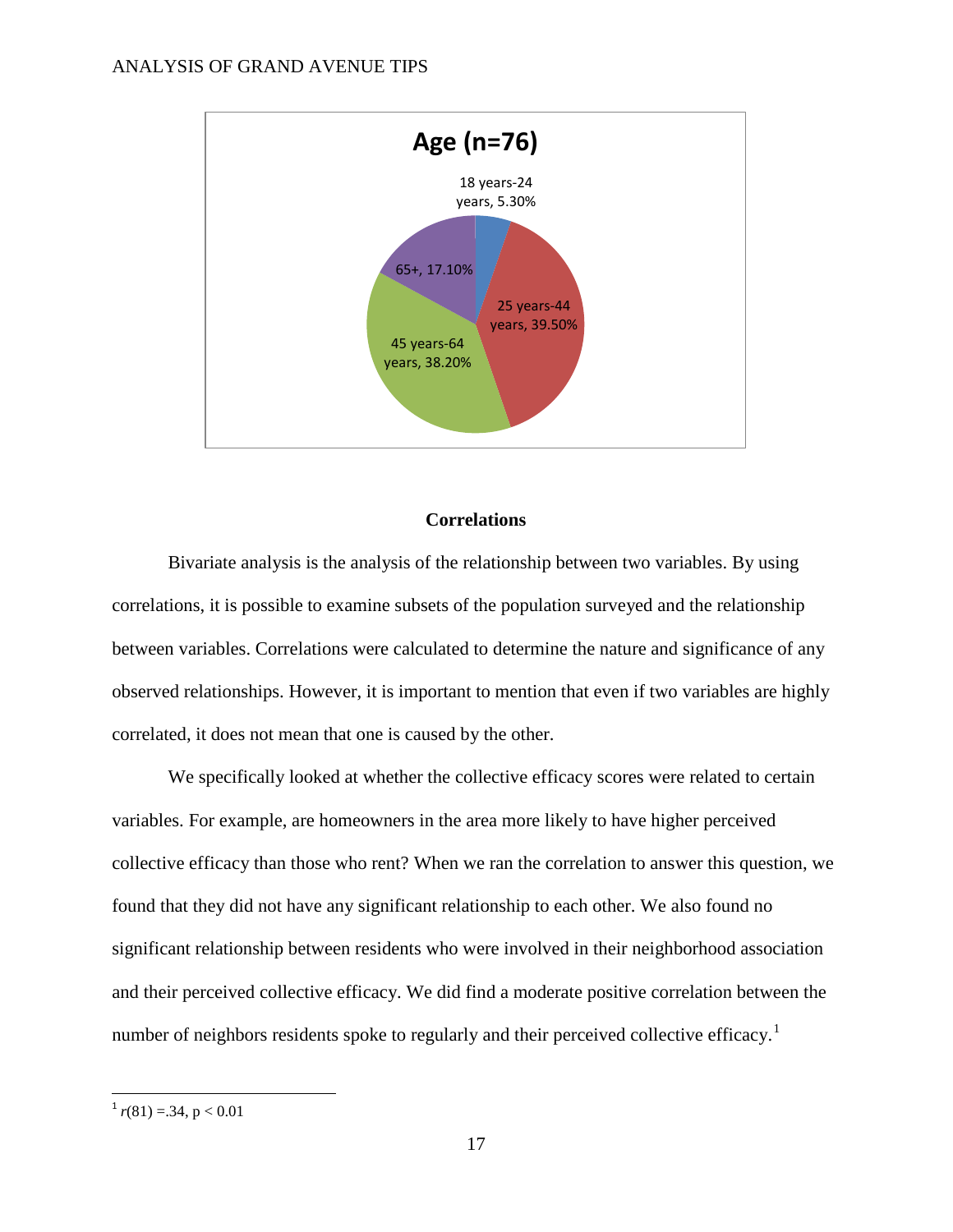Age (n=76)

18 years-24 years, 5.30%

25 years-44 years, 39.50%

45 years-64 years, 38.20%

65+, 17.10%

## Correlations

Bivariate analysis is the analysis of the relationship between two variables. By using correlations, it is possible to examine subsets of the population surveyed and the relationship between variables. Correlations were calculated to determine the nature and significance of any observed relationships. However, it is important to mention that even if two variables are highly correlated, it does not mean that one is caused by the other.

We specifically looked at whether the collective efficacy scores were related to certain variables. For example, are homeowners in the area more likely to have higher perceived collective efficacy than those who rent? When we ran the correlation to answer this question, we found that they did not have any significant relationship to each other. We also found no significant relationship between residents who were involved in their neighborhood association and their perceived collective efficacy. We did find a moderate positive correlation between the number of neighbors residents spoke to regularly and their perceived collective efficacy.[1]

---

[1] $r(81) = .34$, $p < 0.01$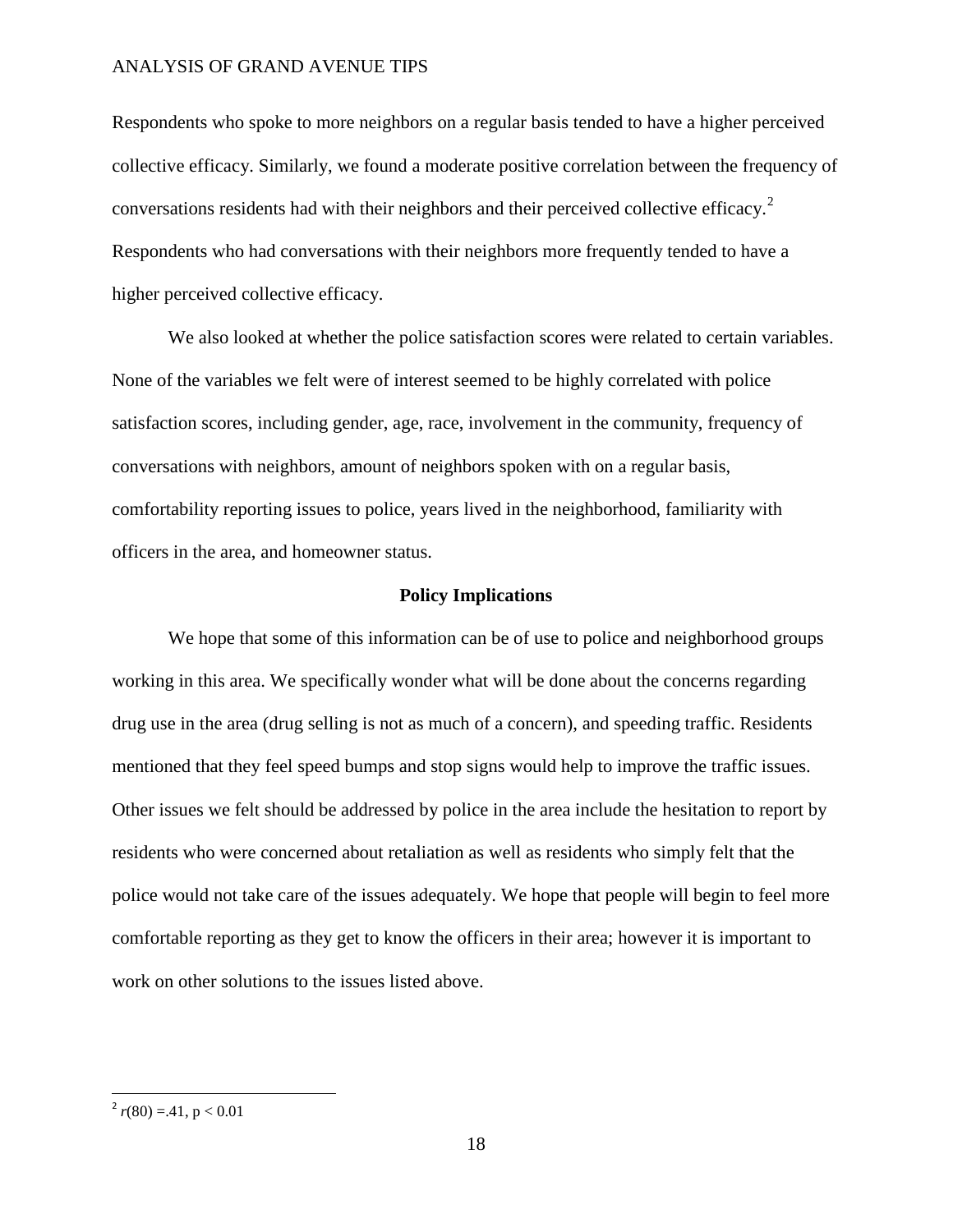Respondents who spoke to more neighbors on a regular basis tended to have a higher perceived collective efficacy. Similarly, we found a moderate positive correlation between the frequency of conversations residents had with their neighbors and their perceived collective efficacy.[2] Respondents who had conversations with their neighbors more frequently tended to have a higher perceived collective efficacy.

We also looked at whether the police satisfaction scores were related to certain variables. None of the variables we felt were of interest seemed to be highly correlated with police satisfaction scores, including gender, age, race, involvement in the community, frequency of conversations with neighbors, amount of neighbors spoken with on a regular basis, comfortability reporting issues to police, years lived in the neighborhood, familiarity with officers in the area, and homeowner status.

## Policy Implications

We hope that some of this information can be of use to police and neighborhood groups working in this area. We specifically wonder what will be done about the concerns regarding drug use in the area (drug selling is not as much of a concern), and speeding traffic. Residents mentioned that they feel speed bumps and stop signs would help to improve the traffic issues. Other issues we felt should be addressed by police in the area include the hesitation to report by residents who were concerned about retaliation as well as residents who simply felt that the police would not take care of the issues adequately. We hope that people will begin to feel more comfortable reporting as they get to know the officers in their area; however it is important to work on other solutions to the issues listed above.

---

[2] $r(80) = .41$, $p < 0.01$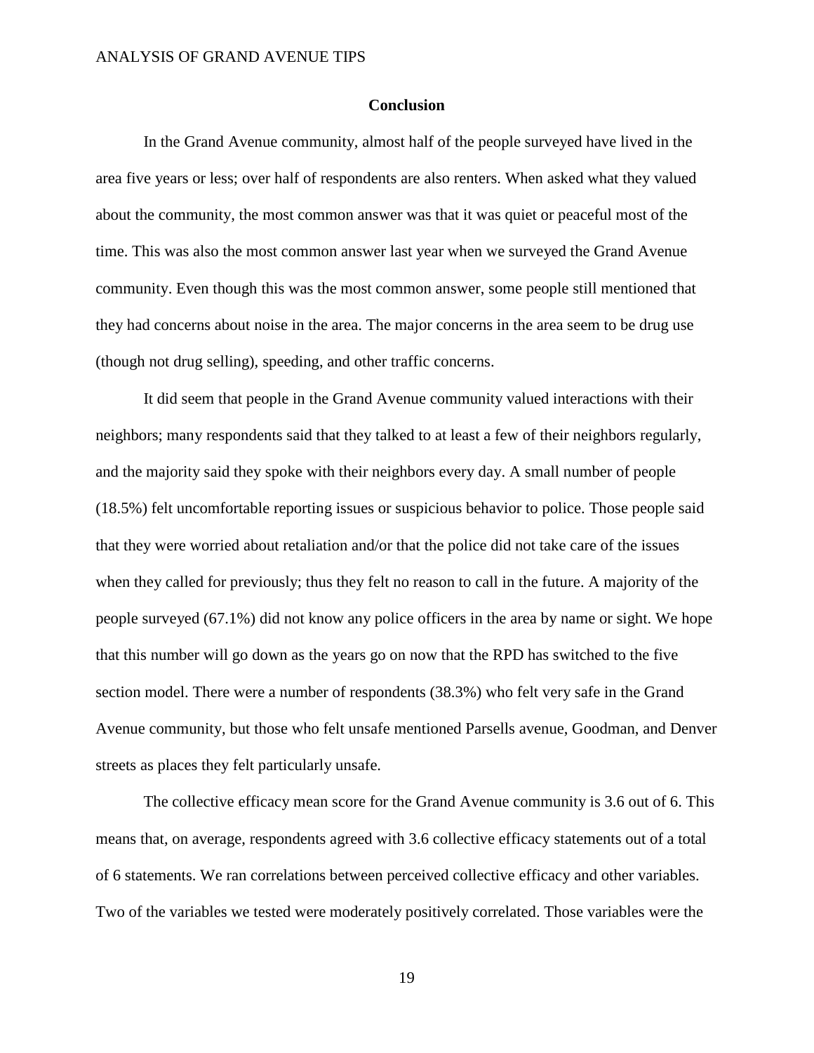## Conclusion

In the Grand Avenue community, almost half of the people surveyed have lived in the area five years or less; over half of respondents are also renters. When asked what they valued about the community, the most common answer was that it was quiet or peaceful most of the time. This was also the most common answer last year when we surveyed the Grand Avenue community. Even though this was the most common answer, some people still mentioned that they had concerns about noise in the area. The major concerns in the area seem to be drug use (though not drug selling), speeding, and other traffic concerns.

It did seem that people in the Grand Avenue community valued interactions with their neighbors; many respondents said that they talked to at least a few of their neighbors regularly, and the majority said they spoke with their neighbors every day. A small number of people (18.5%) felt uncomfortable reporting issues or suspicious behavior to police. Those people said that they were worried about retaliation and/or that the police did not take care of the issues when they called for previously; thus they felt no reason to call in the future. A majority of the people surveyed (67.1%) did not know any police officers in the area by name or sight. We hope that this number will go down as the years go on now that the RPD has switched to the five section model. There were a number of respondents (38.3%) who felt very safe in the Grand Avenue community, but those who felt unsafe mentioned Parsells avenue, Goodman, and Denver streets as places they felt particularly unsafe.

The collective efficacy mean score for the Grand Avenue community is 3.6 out of 6. This means that, on average, respondents agreed with 3.6 collective efficacy statements out of a total of 6 statements. We ran correlations between perceived collective efficacy and other variables. Two of the variables we tested were moderately positively correlated. Those variables were the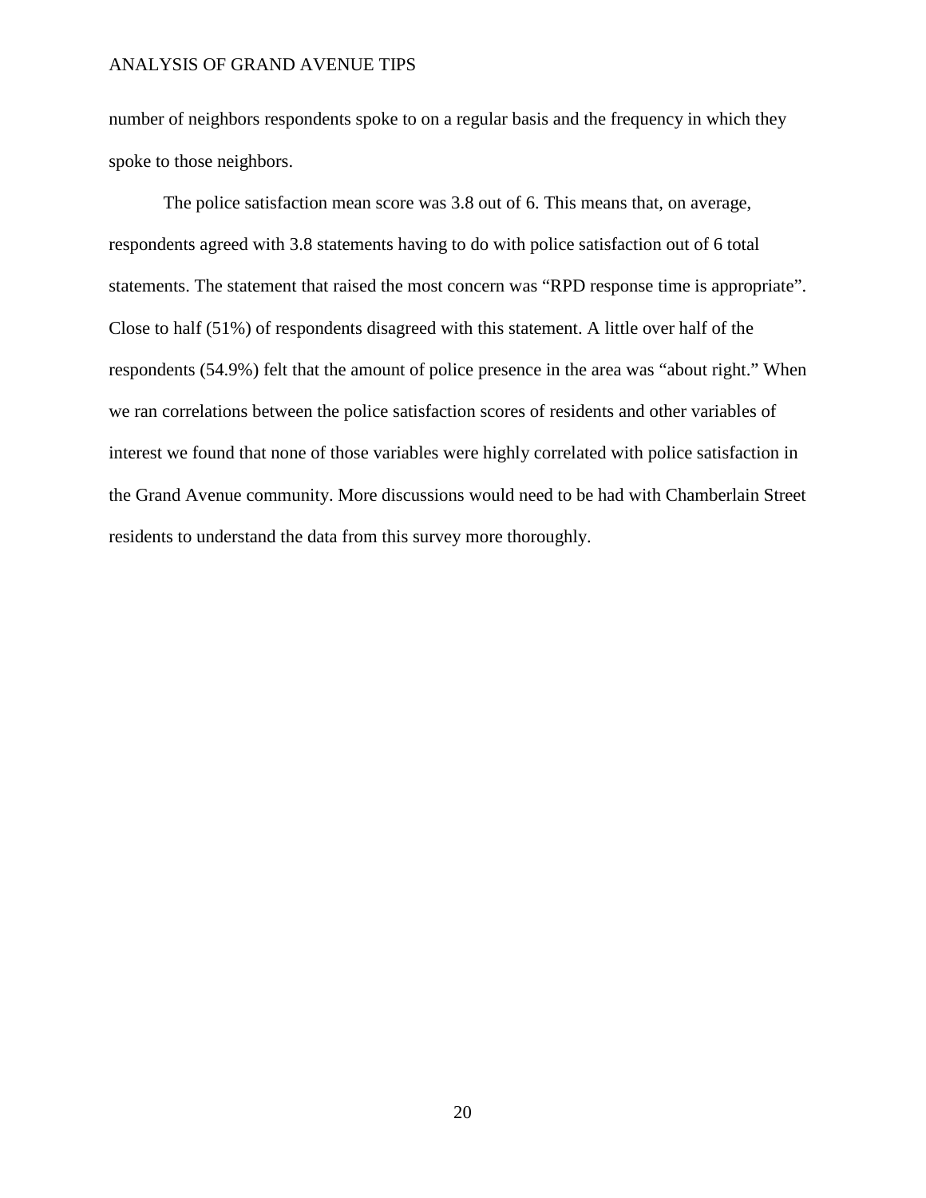number of neighbors respondents spoke to on a regular basis and the frequency in which they spoke to those neighbors.

The police satisfaction mean score was 3.8 out of 6. This means that, on average, respondents agreed with 3.8 statements having to do with police satisfaction out of 6 total statements. The statement that raised the most concern was "RPD response time is appropriate". Close to half (51%) of respondents disagreed with this statement. A little over half of the respondents (54.9%) felt that the amount of police presence in the area was "about right." When we ran correlations between the police satisfaction scores of residents and other variables of interest we found that none of those variables were highly correlated with police satisfaction in the Grand Avenue community. More discussions would need to be had with Chamberlain Street residents to understand the data from this survey more thoroughly.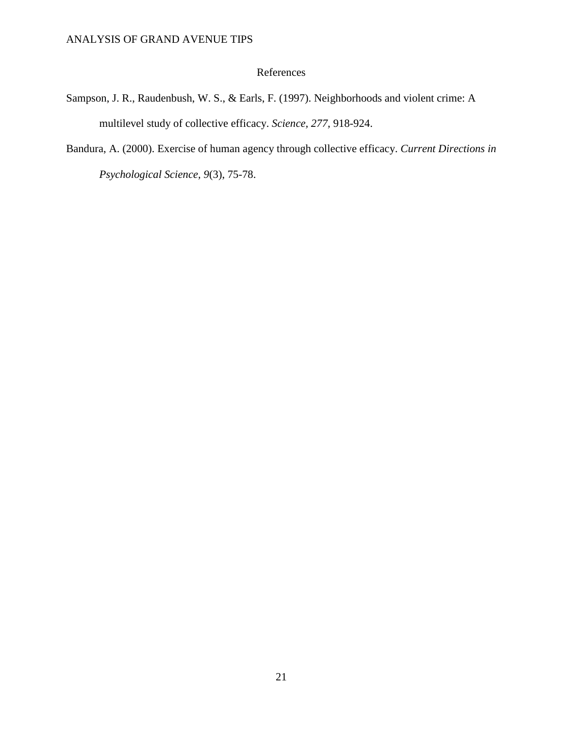# References

Sampson, J. R., Raudenbush, W. S., & Earls, F. (1997). Neighborhoods and violent crime: A multilevel study of collective efficacy. *Science*, *277*, 918-924.

Bandura, A. (2000). Exercise of human agency through collective efficacy. *Current Directions in Psychological Science*, *9*(3), 75-78.